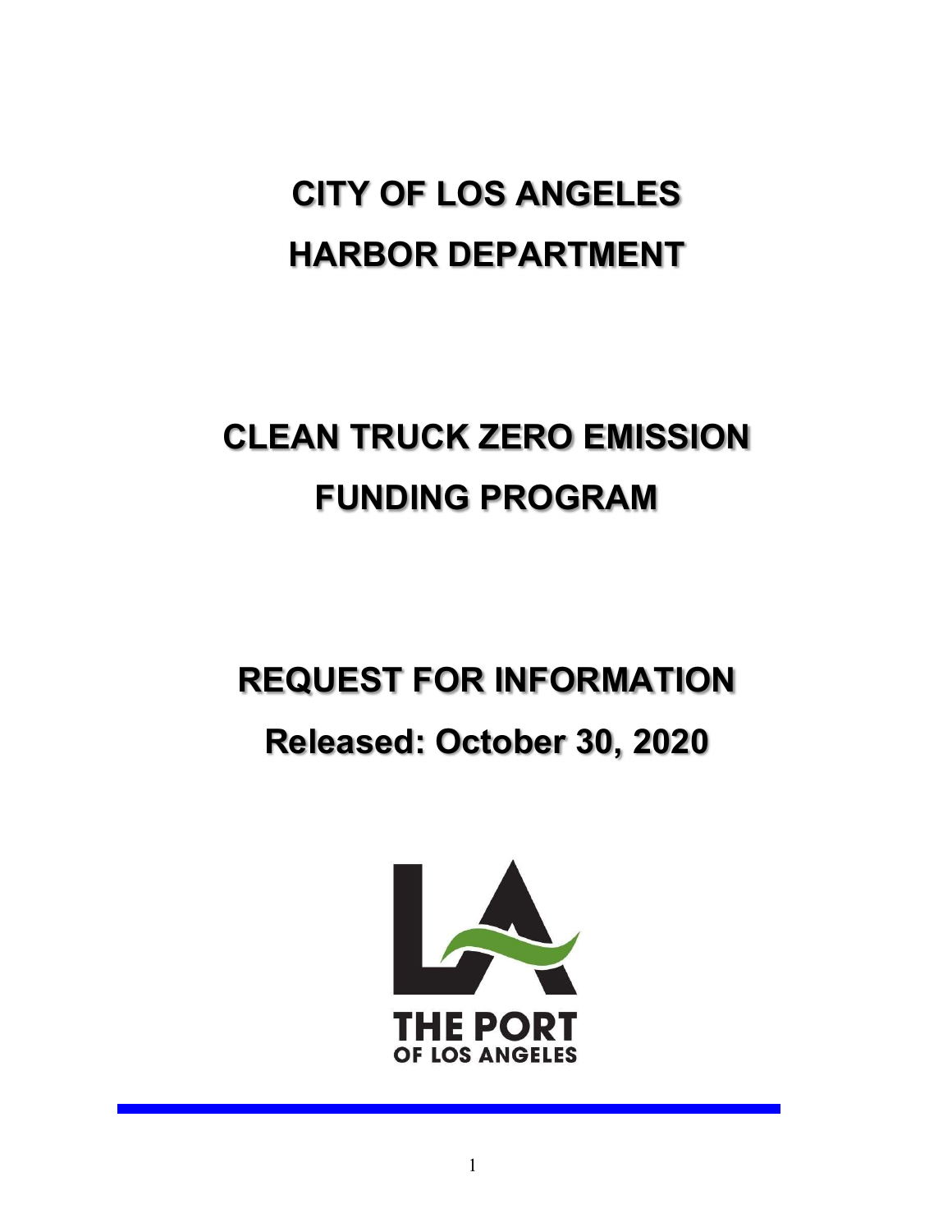# CITY OF LOS ANGELES
# HARBOR DEPARTMENT

# CLEAN TRUCK ZERO EMISSION FUNDING PROGRAM

# REQUEST FOR INFORMATION

## Released: October 30, 2020

THE PORT
OF LOS ANGELES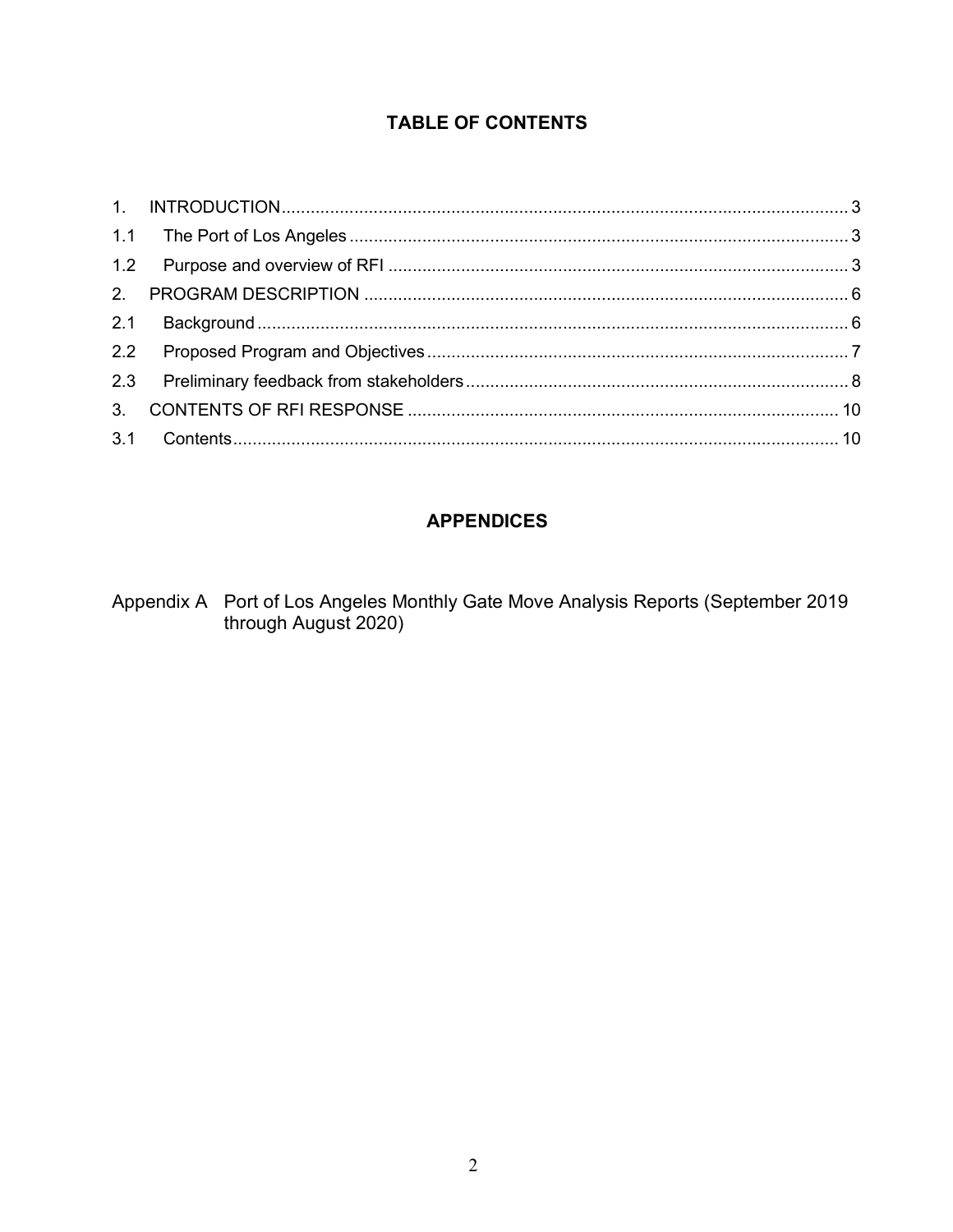## TABLE OF CONTENTS

1. INTRODUCTION .................................................................................................... 3
1.1 The Port of Los Angeles ....................................................................................... 3
1.2 Purpose and overview of RFI ................................................................................ 3
2. PROGRAM DESCRIPTION .................................................................................... 6
2.1 Background ........................................................................................................... 6
2.2 Proposed Program and Objectives ........................................................................ 7
2.3 Preliminary feedback from stakeholders ................................................................ 8
3. CONTENTS OF RFI RESPONSE ......................................................................... 10
3.1 Contents .............................................................................................................. 10

## APPENDICES

Appendix A Port of Los Angeles Monthly Gate Move Analysis Reports (September 2019 through August 2020)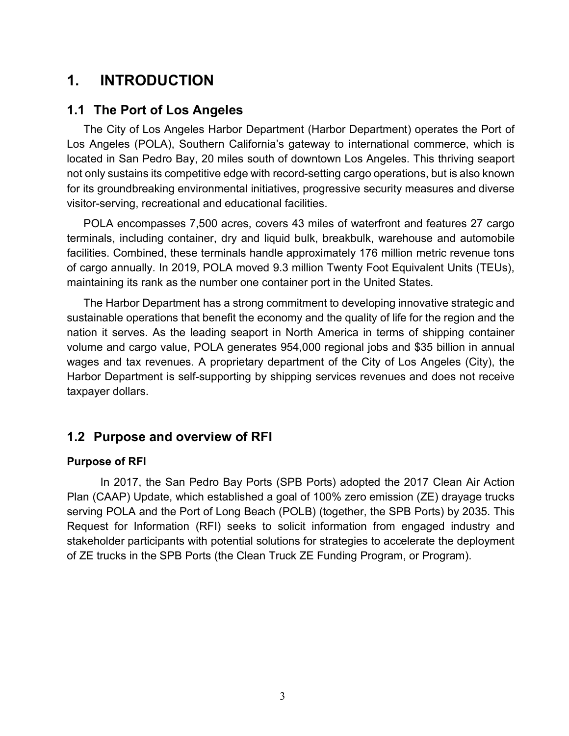# 1. INTRODUCTION

## 1.1 The Port of Los Angeles

The City of Los Angeles Harbor Department (Harbor Department) operates the Port of Los Angeles (POLA), Southern California's gateway to international commerce, which is located in San Pedro Bay, 20 miles south of downtown Los Angeles. This thriving seaport not only sustains its competitive edge with record-setting cargo operations, but is also known for its groundbreaking environmental initiatives, progressive security measures and diverse visitor-serving, recreational and educational facilities.

POLA encompasses 7,500 acres, covers 43 miles of waterfront and features 27 cargo terminals, including container, dry and liquid bulk, breakbulk, warehouse and automobile facilities. Combined, these terminals handle approximately 176 million metric revenue tons of cargo annually. In 2019, POLA moved 9.3 million Twenty Foot Equivalent Units (TEUs), maintaining its rank as the number one container port in the United States.

The Harbor Department has a strong commitment to developing innovative strategic and sustainable operations that benefit the economy and the quality of life for the region and the nation it serves. As the leading seaport in North America in terms of shipping container volume and cargo value, POLA generates 954,000 regional jobs and $35 billion in annual wages and tax revenues. A proprietary department of the City of Los Angeles (City), the Harbor Department is self-supporting by shipping services revenues and does not receive taxpayer dollars.

## 1.2 Purpose and overview of RFI

### Purpose of RFI

In 2017, the San Pedro Bay Ports (SPB Ports) adopted the 2017 Clean Air Action Plan (CAAP) Update, which established a goal of 100% zero emission (ZE) drayage trucks serving POLA and the Port of Long Beach (POLB) (together, the SPB Ports) by 2035. This Request for Information (RFI) seeks to solicit information from engaged industry and stakeholder participants with potential solutions for strategies to accelerate the deployment of ZE trucks in the SPB Ports (the Clean Truck ZE Funding Program, or Program).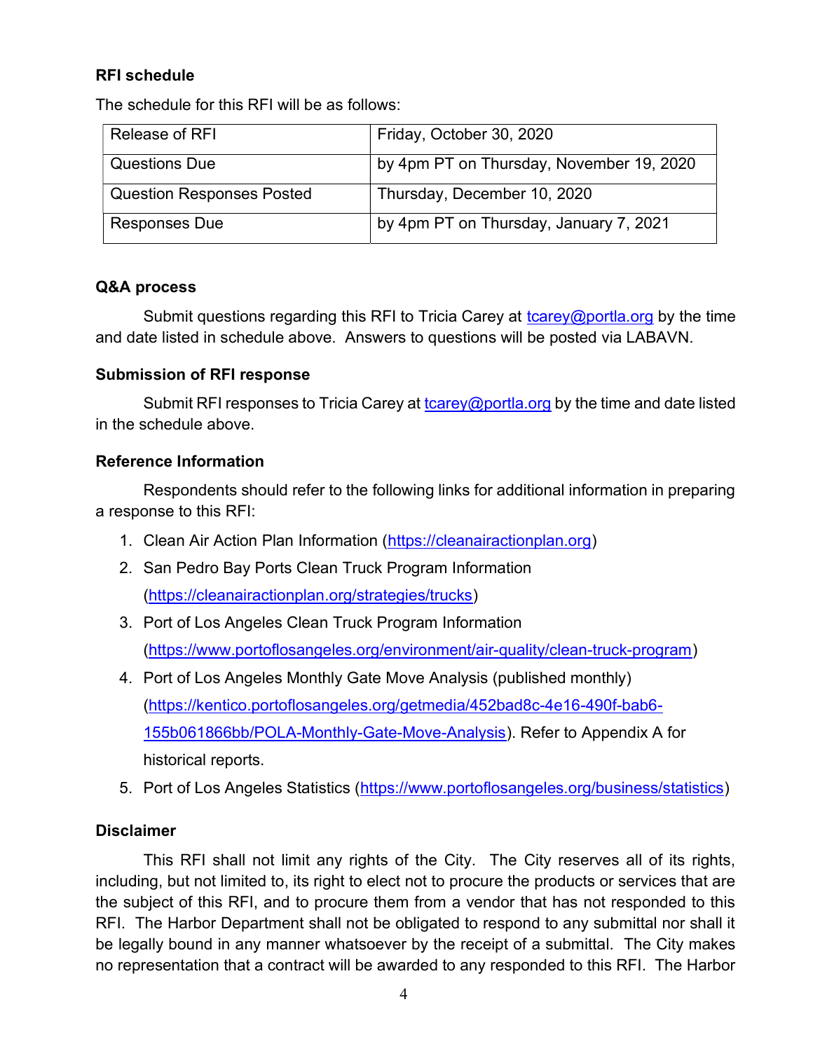### RFI schedule

The schedule for this RFI will be as follows:

| Release of RFI | Friday, October 30, 2020 |
|---|---|
| Questions Due | by 4pm PT on Thursday, November 19, 2020 |
| Question Responses Posted | Thursday, December 10, 2020 |
| Responses Due | by 4pm PT on Thursday, January 7, 2021 |

### Q&A process

Submit questions regarding this RFI to Tricia Carey at tcarey@portla.org by the time and date listed in schedule above. Answers to questions will be posted via LABAVN.

### Submission of RFI response

Submit RFI responses to Tricia Carey at tcarey@portla.org by the time and date listed in the schedule above.

### Reference Information

Respondents should refer to the following links for additional information in preparing a response to this RFI:

1. Clean Air Action Plan Information (https://cleanairactionplan.org)
2. San Pedro Bay Ports Clean Truck Program Information (https://cleanairactionplan.org/strategies/trucks)
3. Port of Los Angeles Clean Truck Program Information (https://www.portoflosangeles.org/environment/air-quality/clean-truck-program)
4. Port of Los Angeles Monthly Gate Move Analysis (published monthly) (https://kentico.portoflosangeles.org/getmedia/452bad8c-4e16-490f-bab6-155b061866bb/POLA-Monthly-Gate-Move-Analysis). Refer to Appendix A for historical reports.
5. Port of Los Angeles Statistics (https://www.portoflosangeles.org/business/statistics)

### Disclaimer

This RFI shall not limit any rights of the City. The City reserves all of its rights, including, but not limited to, its right to elect not to procure the products or services that are the subject of this RFI, and to procure them from a vendor that has not responded to this RFI. The Harbor Department shall not be obligated to respond to any submittal nor shall it be legally bound in any manner whatsoever by the receipt of a submittal. The City makes no representation that a contract will be awarded to any responded to this RFI. The Harbor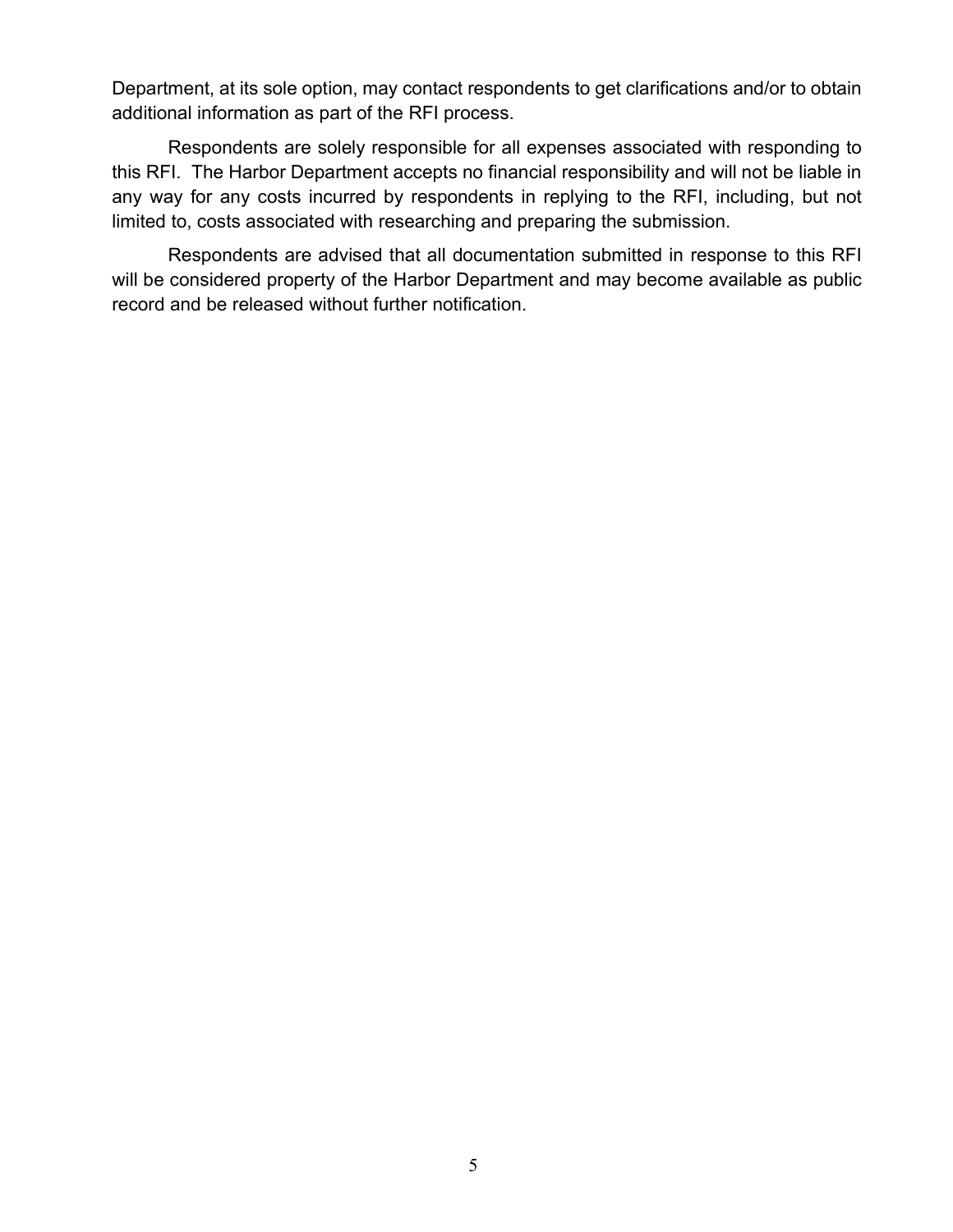Department, at its sole option, may contact respondents to get clarifications and/or to obtain additional information as part of the RFI process.

Respondents are solely responsible for all expenses associated with responding to this RFI. The Harbor Department accepts no financial responsibility and will not be liable in any way for any costs incurred by respondents in replying to the RFI, including, but not limited to, costs associated with researching and preparing the submission.

Respondents are advised that all documentation submitted in response to this RFI will be considered property of the Harbor Department and may become available as public record and be released without further notification.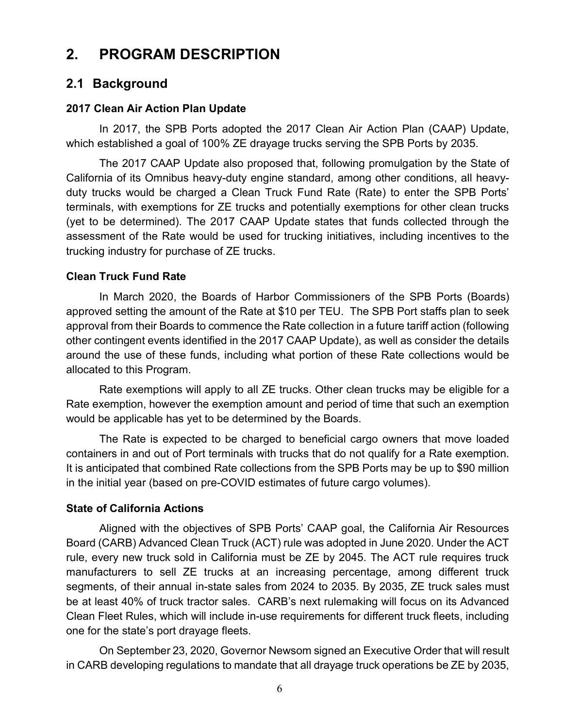# 2. PROGRAM DESCRIPTION

## 2.1 Background

**2017 Clean Air Action Plan Update**

In 2017, the SPB Ports adopted the 2017 Clean Air Action Plan (CAAP) Update, which established a goal of 100% ZE drayage trucks serving the SPB Ports by 2035.

The 2017 CAAP Update also proposed that, following promulgation by the State of California of its Omnibus heavy-duty engine standard, among other conditions, all heavy-duty trucks would be charged a Clean Truck Fund Rate (Rate) to enter the SPB Ports' terminals, with exemptions for ZE trucks and potentially exemptions for other clean trucks (yet to be determined). The 2017 CAAP Update states that funds collected through the assessment of the Rate would be used for trucking initiatives, including incentives to the trucking industry for purchase of ZE trucks.

**Clean Truck Fund Rate**

In March 2020, the Boards of Harbor Commissioners of the SPB Ports (Boards) approved setting the amount of the Rate at $10 per TEU. The SPB Port staffs plan to seek approval from their Boards to commence the Rate collection in a future tariff action (following other contingent events identified in the 2017 CAAP Update), as well as consider the details around the use of these funds, including what portion of these Rate collections would be allocated to this Program.

Rate exemptions will apply to all ZE trucks. Other clean trucks may be eligible for a Rate exemption, however the exemption amount and period of time that such an exemption would be applicable has yet to be determined by the Boards.

The Rate is expected to be charged to beneficial cargo owners that move loaded containers in and out of Port terminals with trucks that do not qualify for a Rate exemption. It is anticipated that combined Rate collections from the SPB Ports may be up to $90 million in the initial year (based on pre-COVID estimates of future cargo volumes).

**State of California Actions**

Aligned with the objectives of SPB Ports' CAAP goal, the California Air Resources Board (CARB) Advanced Clean Truck (ACT) rule was adopted in June 2020. Under the ACT rule, every new truck sold in California must be ZE by 2045. The ACT rule requires truck manufacturers to sell ZE trucks at an increasing percentage, among different truck segments, of their annual in-state sales from 2024 to 2035. By 2035, ZE truck sales must be at least 40% of truck tractor sales. CARB's next rulemaking will focus on its Advanced Clean Fleet Rules, which will include in-use requirements for different truck fleets, including one for the state's port drayage fleets.

On September 23, 2020, Governor Newsom signed an Executive Order that will result in CARB developing regulations to mandate that all drayage truck operations be ZE by 2035,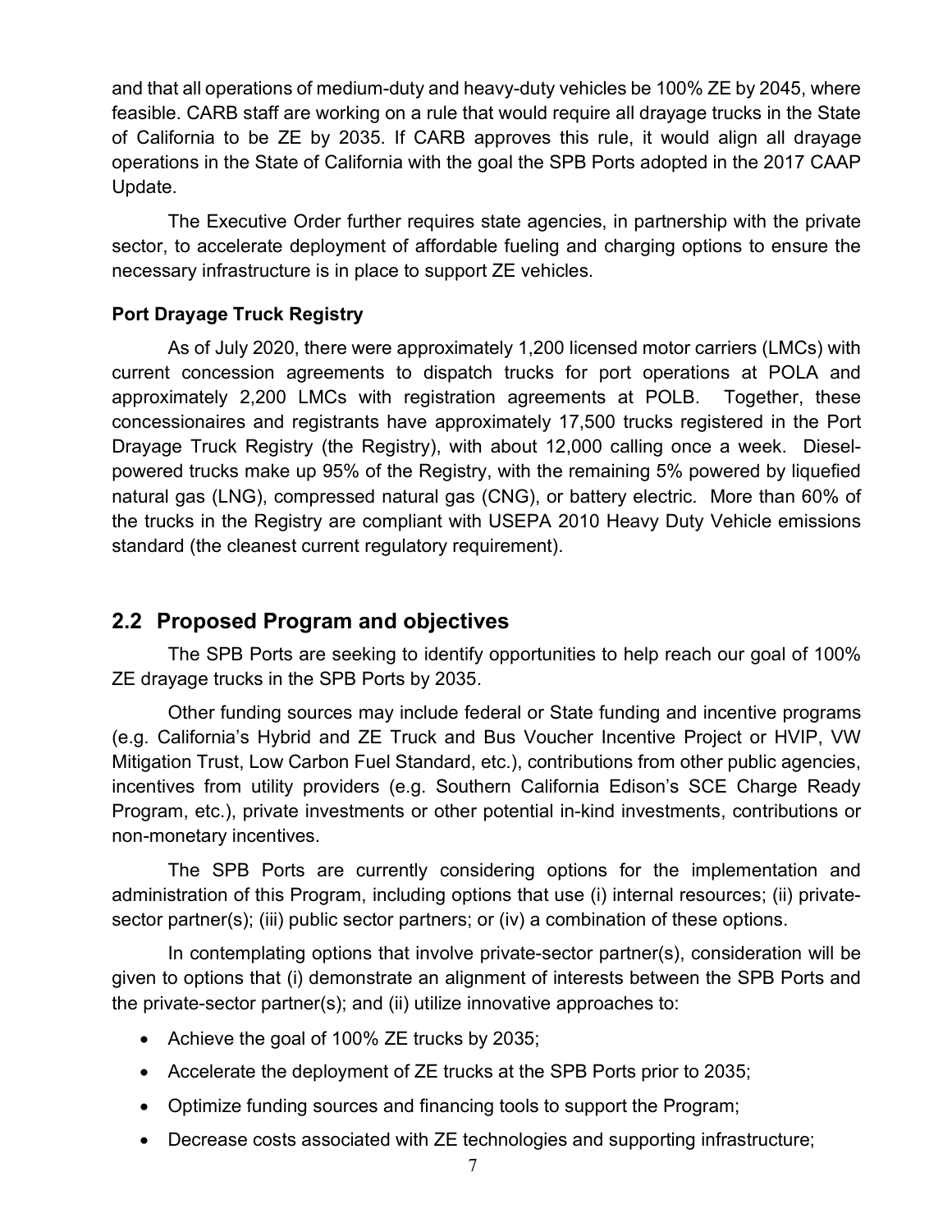and that all operations of medium-duty and heavy-duty vehicles be 100% ZE by 2045, where feasible. CARB staff are working on a rule that would require all drayage trucks in the State of California to be ZE by 2035. If CARB approves this rule, it would align all drayage operations in the State of California with the goal the SPB Ports adopted in the 2017 CAAP Update.

The Executive Order further requires state agencies, in partnership with the private sector, to accelerate deployment of affordable fueling and charging options to ensure the necessary infrastructure is in place to support ZE vehicles.

**Port Drayage Truck Registry**

As of July 2020, there were approximately 1,200 licensed motor carriers (LMCs) with current concession agreements to dispatch trucks for port operations at POLA and approximately 2,200 LMCs with registration agreements at POLB. Together, these concessionaires and registrants have approximately 17,500 trucks registered in the Port Drayage Truck Registry (the Registry), with about 12,000 calling once a week. Diesel-powered trucks make up 95% of the Registry, with the remaining 5% powered by liquefied natural gas (LNG), compressed natural gas (CNG), or battery electric. More than 60% of the trucks in the Registry are compliant with USEPA 2010 Heavy Duty Vehicle emissions standard (the cleanest current regulatory requirement).

## 2.2 Proposed Program and objectives

The SPB Ports are seeking to identify opportunities to help reach our goal of 100% ZE drayage trucks in the SPB Ports by 2035.

Other funding sources may include federal or State funding and incentive programs (e.g. California's Hybrid and ZE Truck and Bus Voucher Incentive Project or HVIP, VW Mitigation Trust, Low Carbon Fuel Standard, etc.), contributions from other public agencies, incentives from utility providers (e.g. Southern California Edison's SCE Charge Ready Program, etc.), private investments or other potential in-kind investments, contributions or non-monetary incentives.

The SPB Ports are currently considering options for the implementation and administration of this Program, including options that use (i) internal resources; (ii) private-sector partner(s); (iii) public sector partners; or (iv) a combination of these options.

In contemplating options that involve private-sector partner(s), consideration will be given to options that (i) demonstrate an alignment of interests between the SPB Ports and the private-sector partner(s); and (ii) utilize innovative approaches to:

- Achieve the goal of 100% ZE trucks by 2035;
- Accelerate the deployment of ZE trucks at the SPB Ports prior to 2035;
- Optimize funding sources and financing tools to support the Program;
- Decrease costs associated with ZE technologies and supporting infrastructure;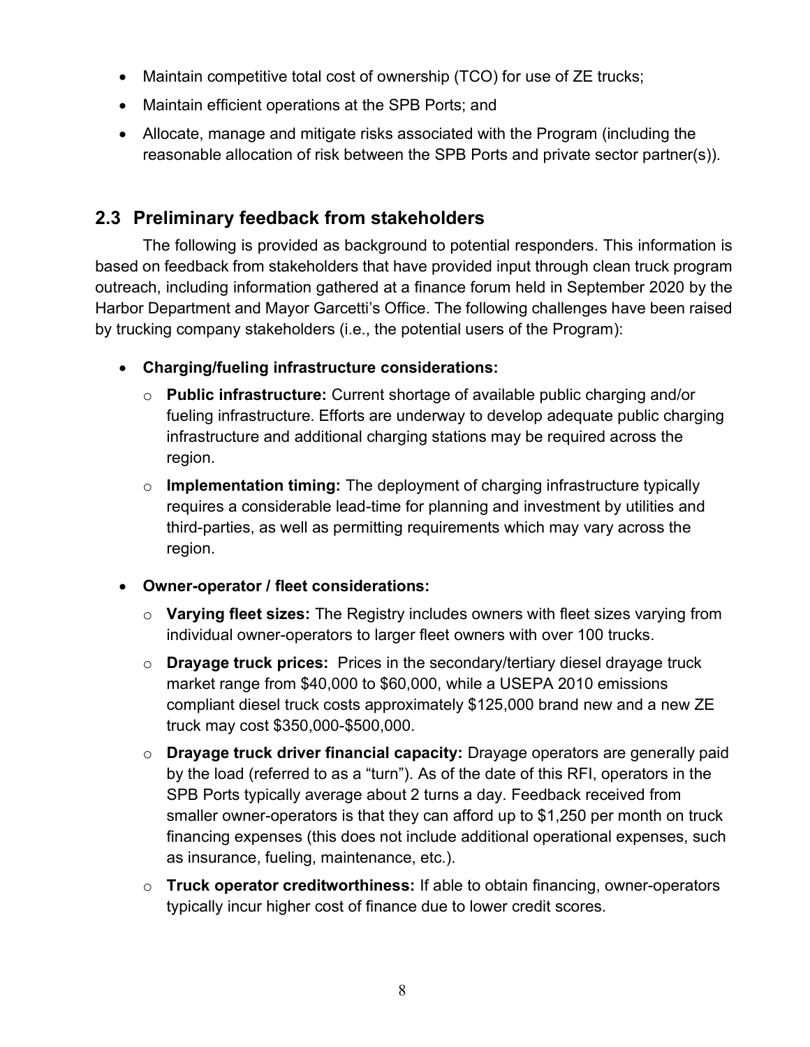- Maintain competitive total cost of ownership (TCO) for use of ZE trucks;
- Maintain efficient operations at the SPB Ports; and
- Allocate, manage and mitigate risks associated with the Program (including the reasonable allocation of risk between the SPB Ports and private sector partner(s)).

## 2.3 Preliminary feedback from stakeholders

The following is provided as background to potential responders. This information is based on feedback from stakeholders that have provided input through clean truck program outreach, including information gathered at a finance forum held in September 2020 by the Harbor Department and Mayor Garcetti's Office. The following challenges have been raised by trucking company stakeholders (i.e., the potential users of the Program):

- **Charging/fueling infrastructure considerations:**
  - **Public infrastructure:** Current shortage of available public charging and/or fueling infrastructure. Efforts are underway to develop adequate public charging infrastructure and additional charging stations may be required across the region.
  - **Implementation timing:** The deployment of charging infrastructure typically requires a considerable lead-time for planning and investment by utilities and third-parties, as well as permitting requirements which may vary across the region.
- **Owner-operator / fleet considerations:**
  - **Varying fleet sizes:** The Registry includes owners with fleet sizes varying from individual owner-operators to larger fleet owners with over 100 trucks.
  - **Drayage truck prices:** Prices in the secondary/tertiary diesel drayage truck market range from $40,000 to $60,000, while a USEPA 2010 emissions compliant diesel truck costs approximately $125,000 brand new and a new ZE truck may cost $350,000-$500,000.
  - **Drayage truck driver financial capacity:** Drayage operators are generally paid by the load (referred to as a "turn"). As of the date of this RFI, operators in the SPB Ports typically average about 2 turns a day. Feedback received from smaller owner-operators is that they can afford up to $1,250 per month on truck financing expenses (this does not include additional operational expenses, such as insurance, fueling, maintenance, etc.).
  - **Truck operator creditworthiness:** If able to obtain financing, owner-operators typically incur higher cost of finance due to lower credit scores.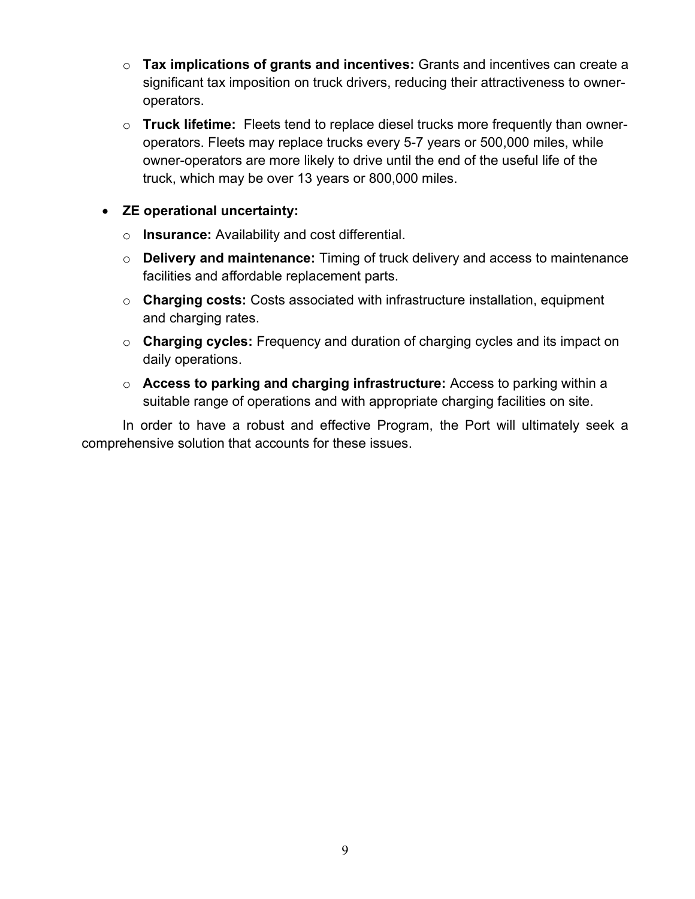- **Tax implications of grants and incentives:** Grants and incentives can create a significant tax imposition on truck drivers, reducing their attractiveness to owner-operators.
  - **Truck lifetime:** Fleets tend to replace diesel trucks more frequently than owner-operators. Fleets may replace trucks every 5-7 years or 500,000 miles, while owner-operators are more likely to drive until the end of the useful life of the truck, which may be over 13 years or 800,000 miles.

- **ZE operational uncertainty:**
  - **Insurance:** Availability and cost differential.
  - **Delivery and maintenance:** Timing of truck delivery and access to maintenance facilities and affordable replacement parts.
  - **Charging costs:** Costs associated with infrastructure installation, equipment and charging rates.
  - **Charging cycles:** Frequency and duration of charging cycles and its impact on daily operations.
  - **Access to parking and charging infrastructure:** Access to parking within a suitable range of operations and with appropriate charging facilities on site.

In order to have a robust and effective Program, the Port will ultimately seek a comprehensive solution that accounts for these issues.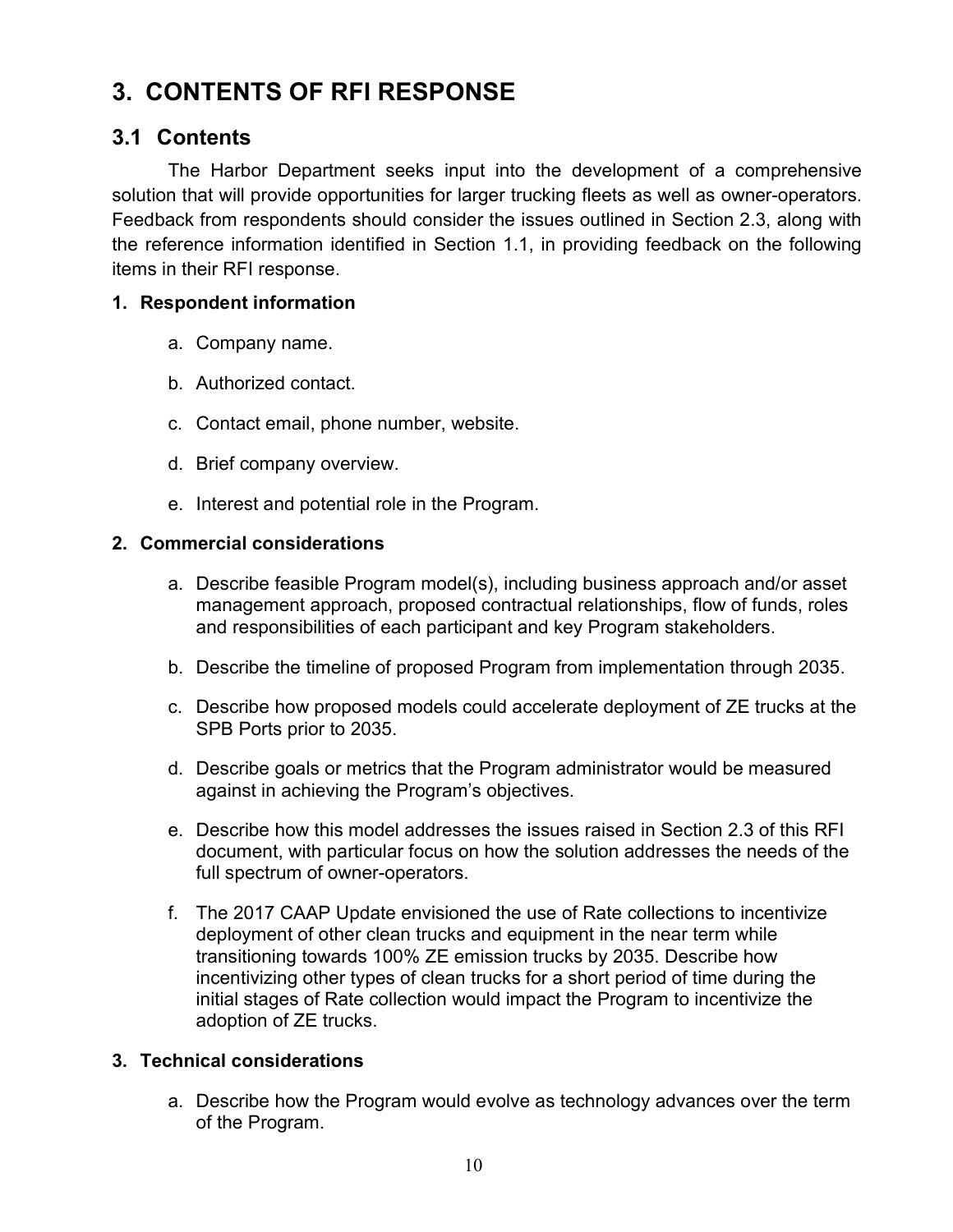# 3. CONTENTS OF RFI RESPONSE

## 3.1 Contents

The Harbor Department seeks input into the development of a comprehensive solution that will provide opportunities for larger trucking fleets as well as owner-operators. Feedback from respondents should consider the issues outlined in Section 2.3, along with the reference information identified in Section 1.1, in providing feedback on the following items in their RFI response.

**1. Respondent information**

a. Company name.

b. Authorized contact.

c. Contact email, phone number, website.

d. Brief company overview.

e. Interest and potential role in the Program.

**2. Commercial considerations**

a. Describe feasible Program model(s), including business approach and/or asset management approach, proposed contractual relationships, flow of funds, roles and responsibilities of each participant and key Program stakeholders.

b. Describe the timeline of proposed Program from implementation through 2035.

c. Describe how proposed models could accelerate deployment of ZE trucks at the SPB Ports prior to 2035.

d. Describe goals or metrics that the Program administrator would be measured against in achieving the Program's objectives.

e. Describe how this model addresses the issues raised in Section 2.3 of this RFI document, with particular focus on how the solution addresses the needs of the full spectrum of owner-operators.

f. The 2017 CAAP Update envisioned the use of Rate collections to incentivize deployment of other clean trucks and equipment in the near term while transitioning towards 100% ZE emission trucks by 2035. Describe how incentivizing other types of clean trucks for a short period of time during the initial stages of Rate collection would impact the Program to incentivize the adoption of ZE trucks.

**3. Technical considerations**

a. Describe how the Program would evolve as technology advances over the term of the Program.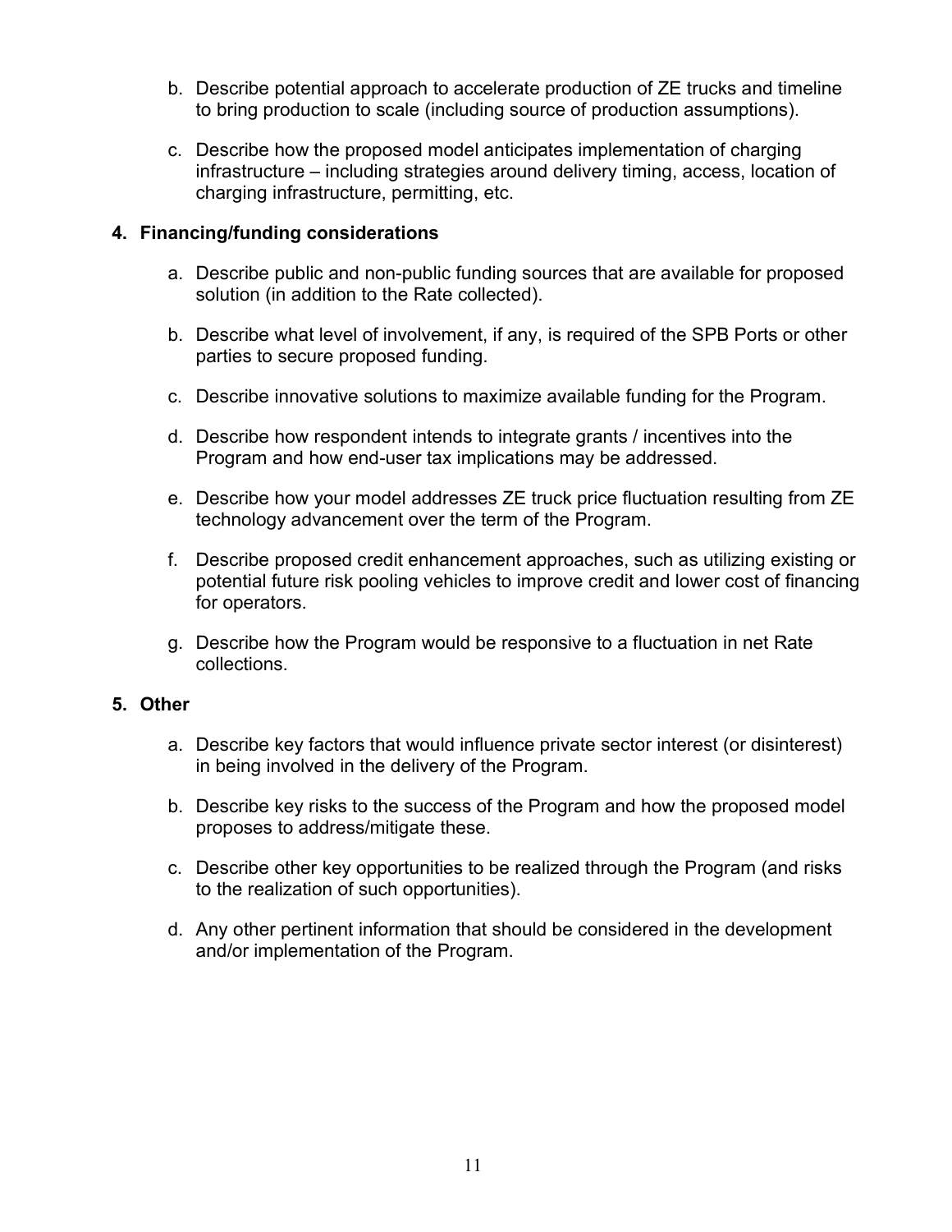b. Describe potential approach to accelerate production of ZE trucks and timeline to bring production to scale (including source of production assumptions).

c. Describe how the proposed model anticipates implementation of charging infrastructure – including strategies around delivery timing, access, location of charging infrastructure, permitting, etc.

**4. Financing/funding considerations**

a. Describe public and non-public funding sources that are available for proposed solution (in addition to the Rate collected).

b. Describe what level of involvement, if any, is required of the SPB Ports or other parties to secure proposed funding.

c. Describe innovative solutions to maximize available funding for the Program.

d. Describe how respondent intends to integrate grants / incentives into the Program and how end-user tax implications may be addressed.

e. Describe how your model addresses ZE truck price fluctuation resulting from ZE technology advancement over the term of the Program.

f. Describe proposed credit enhancement approaches, such as utilizing existing or potential future risk pooling vehicles to improve credit and lower cost of financing for operators.

g. Describe how the Program would be responsive to a fluctuation in net Rate collections.

**5. Other**

a. Describe key factors that would influence private sector interest (or disinterest) in being involved in the delivery of the Program.

b. Describe key risks to the success of the Program and how the proposed model proposes to address/mitigate these.

c. Describe other key opportunities to be realized through the Program (and risks to the realization of such opportunities).

d. Any other pertinent information that should be considered in the development and/or implementation of the Program.